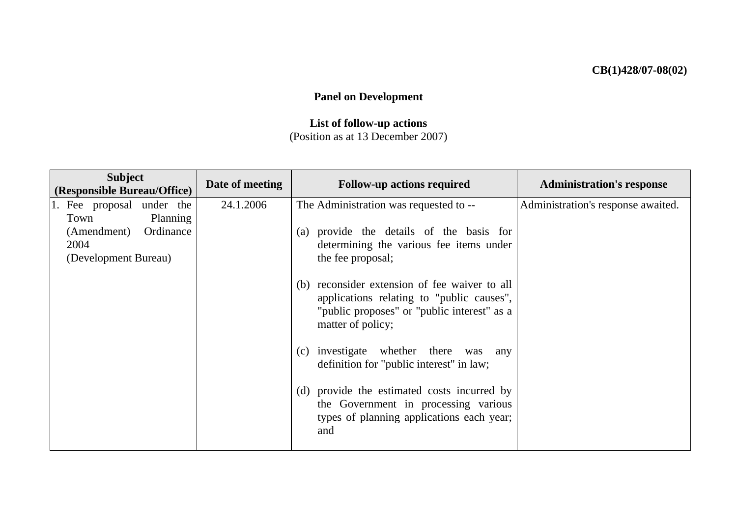**CB(1)428/07-08(02)**

**Panel on Development**

**List of follow-up actions**
(Position as at 13 December 2007)

| Subject (Responsible Bureau/Office) | Date of meeting | Follow-up actions required | Administration's response |
|---|---|---|---|
| 1. Fee proposal under the Town Planning (Amendment) Ordinance 2004 (Development Bureau) | 24.1.2006 | The Administration was requested to --<br><br>(a) provide the details of the basis for determining the various fee items under the fee proposal;<br><br>(b) reconsider extension of fee waiver to all applications relating to "public causes", "public proposes" or "public interest" as a matter of policy;<br><br>(c) investigate whether there was any definition for "public interest" in law;<br><br>(d) provide the estimated costs incurred by the Government in processing various types of planning applications each year; and | Administration's response awaited. |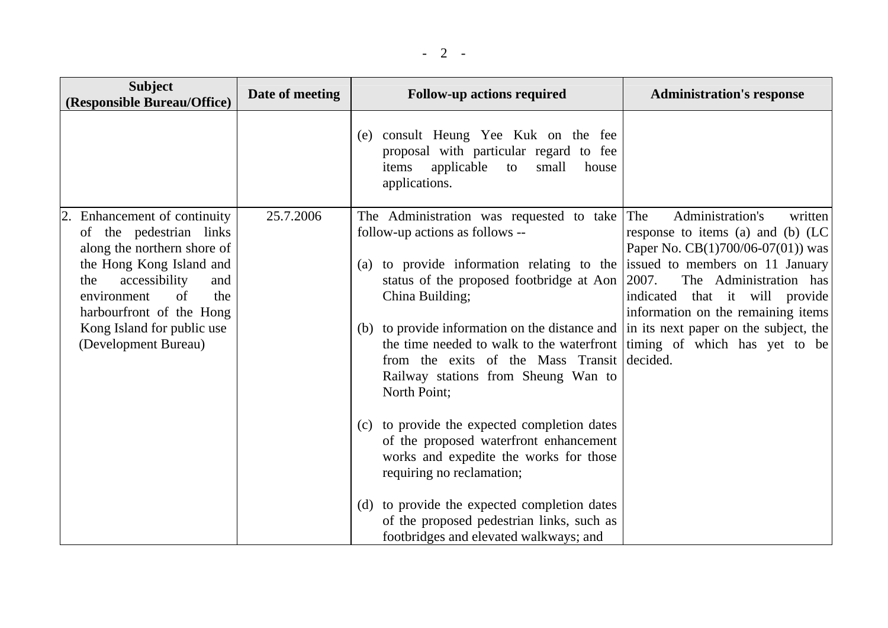| Subject (Responsible Bureau/Office) | Date of meeting | Follow-up actions required | Administration's response |
|---|---|---|---|
| | | (e) consult Heung Yee Kuk on the fee proposal with particular regard to fee items applicable to small house applications. | |
| 2. Enhancement of continuity of the pedestrian links along the northern shore of the Hong Kong Island and the accessibility and environment of the harbourfront of the Hong Kong Island for public use (Development Bureau) | 25.7.2006 | The Administration was requested to take follow-up actions as follows --<br><br>(a) to provide information relating to the status of the proposed footbridge at Aon China Building;<br><br>(b) to provide information on the distance and the time needed to walk to the waterfront from the exits of the Mass Transit Railway stations from Sheung Wan to North Point;<br><br>(c) to provide the expected completion dates of the proposed waterfront enhancement works and expedite the works for those requiring no reclamation;<br><br>(d) to provide the expected completion dates of the proposed pedestrian links, such as footbridges and elevated walkways; and | The Administration's written response to items (a) and (b) (LC Paper No. CB(1)700/06-07(01)) was issued to members on 11 January 2007. The Administration has indicated that it will provide information on the remaining items in its next paper on the subject, the timing of which has yet to be decided. |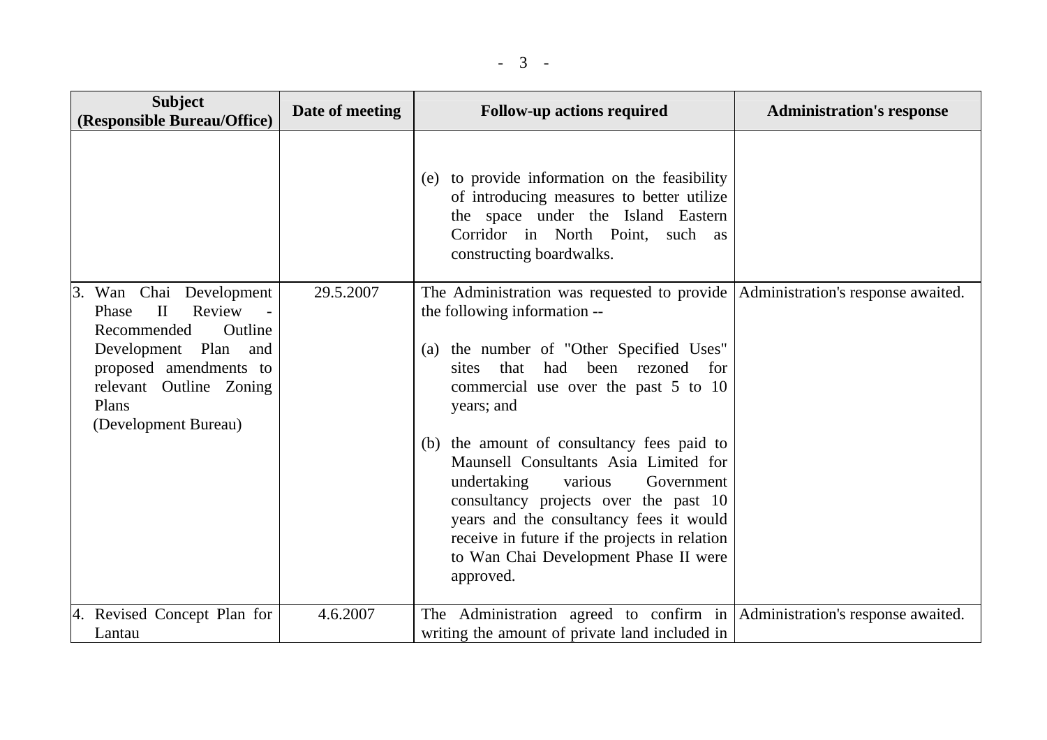| Subject (Responsible Bureau/Office) | Date of meeting | Follow-up actions required | Administration's response |
|---|---|---|---|
| | | (e) to provide information on the feasibility of introducing measures to better utilize the space under the Island Eastern Corridor in North Point, such as constructing boardwalks. | |
| 3. Wan Chai Development Phase II Review - Recommended Outline Development Plan and proposed amendments to relevant Outline Zoning Plans (Development Bureau) | 29.5.2007 | The Administration was requested to provide the following information --<br><br>(a) the number of "Other Specified Uses" sites that had been rezoned for commercial use over the past 5 to 10 years; and<br><br>(b) the amount of consultancy fees paid to Maunsell Consultants Asia Limited for undertaking various Government consultancy projects over the past 10 years and the consultancy fees it would receive in future if the projects in relation to Wan Chai Development Phase II were approved. | Administration's response awaited. |
| 4. Revised Concept Plan for Lantau | 4.6.2007 | The Administration agreed to confirm in writing the amount of private land included in | Administration's response awaited. |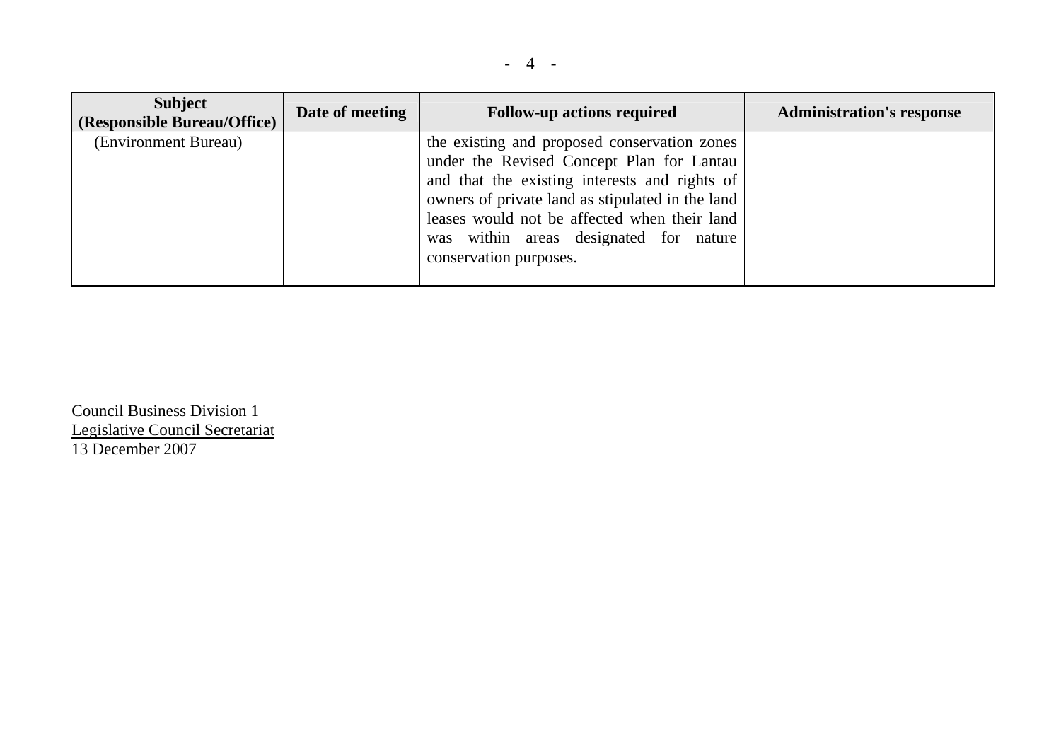| Subject (Responsible Bureau/Office) | Date of meeting | Follow-up actions required | Administration's response |
|---|---|---|---|
| (Environment Bureau) | | the existing and proposed conservation zones under the Revised Concept Plan for Lantau and that the existing interests and rights of owners of private land as stipulated in the land leases would not be affected when their land was within areas designated for nature conservation purposes. | |

Council Business Division 1
Legislative Council Secretariat
13 December 2007